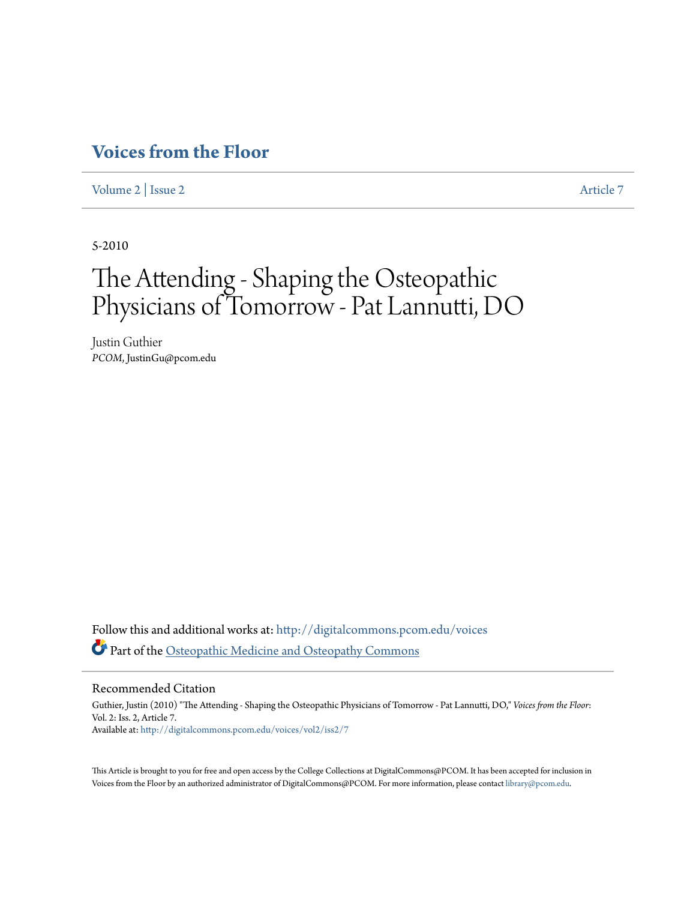# Voices from the Floor

Volume 2 | Issue 2 Article 7

5-2010

# The Attending - Shaping the Osteopathic Physicians of Tomorrow - Pat Lannutti, DO

Justin Guthier
*PCOM*, JustinGu@pcom.edu

Follow this and additional works at: http://digitalcommons.pcom.edu/voices

Part of the Osteopathic Medicine and Osteopathy Commons

## Recommended Citation

Guthier, Justin (2010) "The Attending - Shaping the Osteopathic Physicians of Tomorrow - Pat Lannutti, DO," *Voices from the Floor*: Vol. 2: Iss. 2, Article 7.
Available at: http://digitalcommons.pcom.edu/voices/vol2/iss2/7

This Article is brought to you for free and open access by the College Collections at DigitalCommons@PCOM. It has been accepted for inclusion in Voices from the Floor by an authorized administrator of DigitalCommons@PCOM. For more information, please contact library@pcom.edu.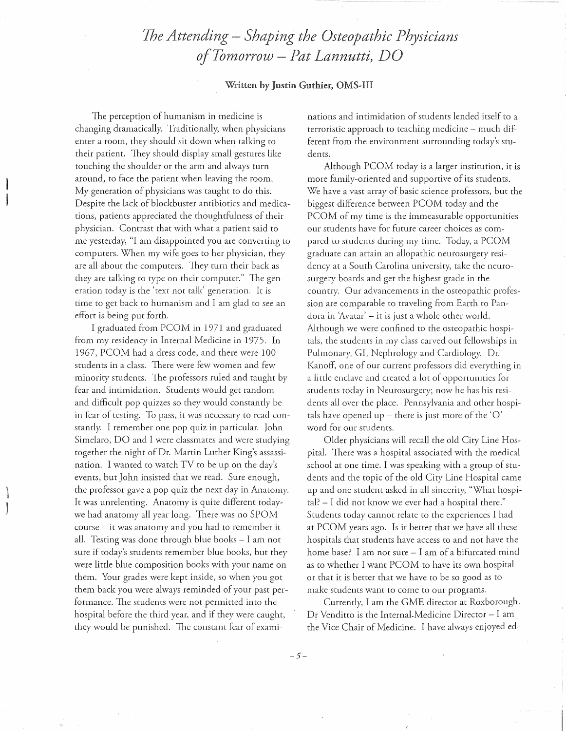# *The Attending – Shaping the Osteopathic Physicians of Tomorrow – Pat Lannutti, DO*

**Written by Justin Guthier, OMS-III**

The perception of humanism in medicine is changing dramatically. Traditionally, when physicians enter a room, they should sit down when talking to their patient. They should display small gestures like touching the shoulder or the arm and always turn around, to face the patient when leaving the room. My generation of physicians was taught to do this. Despite the lack of blockbuster antibiotics and medications, patients appreciated the thoughtfulness of their physician. Contrast that with what a patient said to me yesterday, "I am disappointed you are converting to computers. When my wife goes to her physician, they are all about the computers. They turn their back as they are talking to type on their computer." The generation today is the 'text not talk' generation. It is time to get back to humanism and I am glad to see an effort is being put forth.

I graduated from PCOM in 1971 and graduated from my residency in Internal Medicine in 1975. In 1967, PCOM had a dress code, and there were 100 students in a class. There were few women and few minority students. The professors ruled and taught by fear and intimidation. Students would get random and difficult pop quizzes so they would constantly be in fear of testing. To pass, it was necessary to read constantly. I remember one pop quiz in particular. John Simelaro, DO and I were classmates and were studying together the night of Dr. Martin Luther King's assassination. I wanted to watch TV to be up on the day's events, but John insisted that we read. Sure enough, the professor gave a pop quiz the next day in Anatomy. It was unrelenting. Anatomy is quite different today-we had anatomy all year long. There was no SPOM course – it was anatomy and you had to remember it all. Testing was done through blue books – I am not sure if today's students remember blue books, but they were little blue composition books with your name on them. Your grades were kept inside, so when you got them back you were always reminded of your past performance. The students were not permitted into the hospital before the third year, and if they were caught, they would be punished. The constant fear of examinations and intimidation of students lended itself to a terroristic approach to teaching medicine – much different from the environment surrounding today's students.

Although PCOM today is a larger institution, it is more family-oriented and supportive of its students. We have a vast array of basic science professors, but the biggest difference between PCOM today and the PCOM of my time is the immeasurable opportunities our students have for future career choices as compared to students during my time. Today, a PCOM graduate can attain an allopathic neurosurgery residency at a South Carolina university, take the neurosurgery boards and get the highest grade in the country. Our advancements in the osteopathic profession are comparable to traveling from Earth to Pandora in 'Avatar' – it is just a whole other world. Although we were confined to the osteopathic hospitals, the students in my class carved out fellowships in Pulmonary, GI, Nephrology and Cardiology. Dr. Kanoff, one of our current professors did everything in a little enclave and created a lot of opportunities for students today in Neurosurgery; now he has his residents all over the place. Pennsylvania and other hospitals have opened up – there is just more of the 'O' word for our students.

Older physicians will recall the old City Line Hospital. There was a hospital associated with the medical school at one time. I was speaking with a group of students and the topic of the old City Line Hospital came up and one student asked in all sincerity, "What hospital? – I did not know we ever had a hospital there." Students today cannot relate to the experiences I had at PCOM years ago. Is it better that we have all these hospitals that students have access to and not have the home base? I am not sure – I am of a bifurcated mind as to whether I want PCOM to have its own hospital or that it is better that we have to be so good as to make students want to come to our programs.

Currently, I am the GME director at Roxborough. Dr Venditto is the Internal-Medicine Director – I am the Vice Chair of Medicine. I have always enjoyed ed-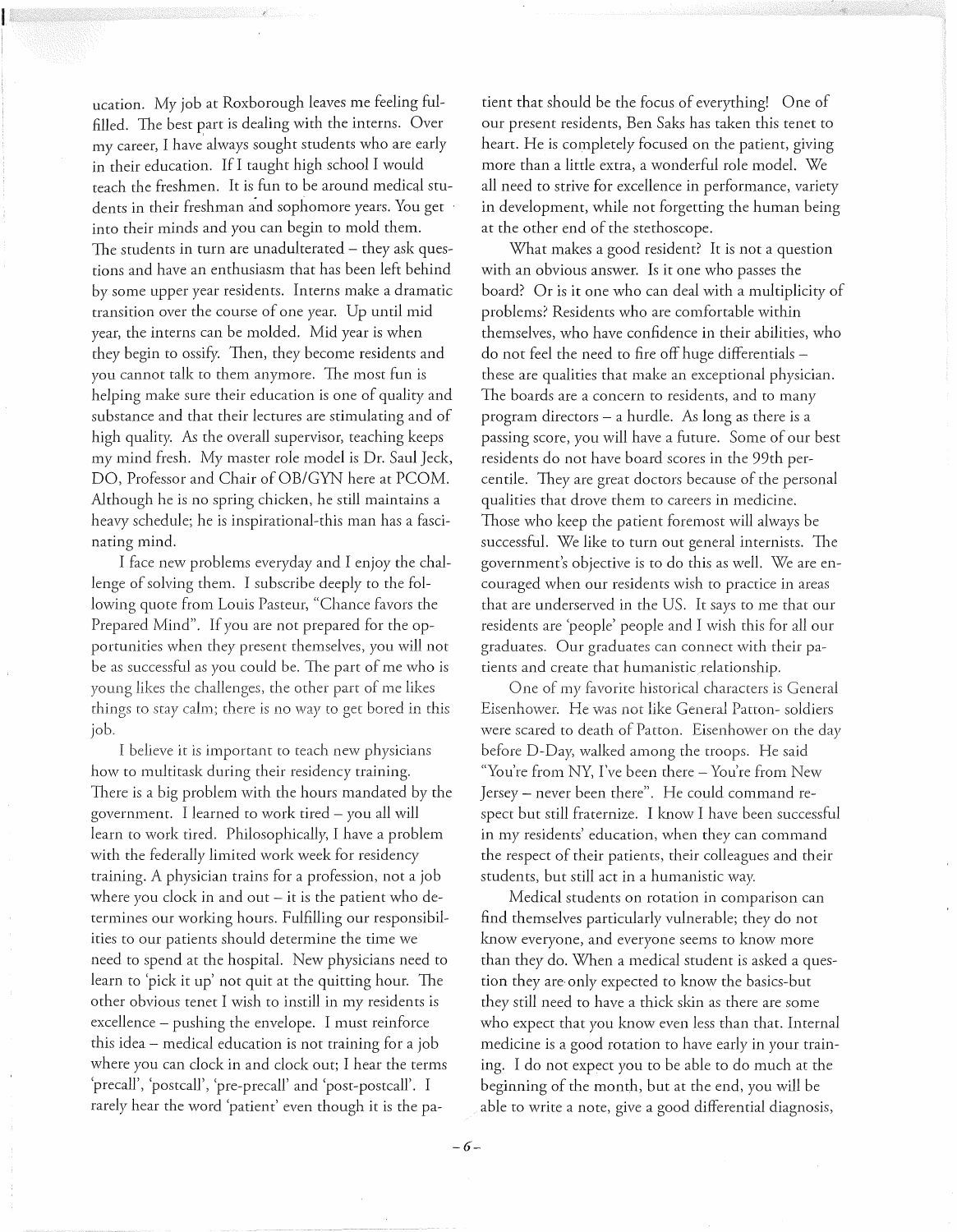ucation. My job at Roxborough leaves me feeling fulfilled. The best part is dealing with the interns. Over my career, I have always sought students who are early in their education. If I taught high school I would teach the freshmen. It is fun to be around medical students in their freshman and sophomore years. You get into their minds and you can begin to mold them. The students in turn are unadulterated – they ask questions and have an enthusiasm that has been left behind by some upper year residents. Interns make a dramatic transition over the course of one year. Up until mid year, the interns can be molded. Mid year is when they begin to ossify. Then, they become residents and you cannot talk to them anymore. The most fun is helping make sure their education is one of quality and substance and that their lectures are stimulating and of high quality. As the overall supervisor, teaching keeps my mind fresh. My master role model is Dr. Saul Jeck, DO, Professor and Chair of OB/GYN here at PCOM. Although he is no spring chicken, he still maintains a heavy schedule; he is inspirational-this man has a fascinating mind.

I face new problems everyday and I enjoy the challenge of solving them. I subscribe deeply to the following quote from Louis Pasteur, "Chance favors the Prepared Mind". If you are not prepared for the opportunities when they present themselves, you will not be as successful as you could be. The part of me who is young likes the challenges, the other part of me likes things to stay calm; there is no way to get bored in this job.

I believe it is important to teach new physicians how to multitask during their residency training. There is a big problem with the hours mandated by the government. I learned to work tired – you all will learn to work tired. Philosophically, I have a problem with the federally limited work week for residency training. A physician trains for a profession, not a job where you clock in and out – it is the patient who determines our working hours. Fulfilling our responsibilities to our patients should determine the time we need to spend at the hospital. New physicians need to learn to 'pick it up' not quit at the quitting hour. The other obvious tenet I wish to instill in my residents is excellence – pushing the envelope. I must reinforce this idea – medical education is not training for a job where you can clock in and clock out; I hear the terms 'precall', 'postcall', 'pre-precall' and 'post-postcall'. I rarely hear the word 'patient' even though it is the patient that should be the focus of everything! One of our present residents, Ben Saks has taken this tenet to heart. He is completely focused on the patient, giving more than a little extra, a wonderful role model. We all need to strive for excellence in performance, variety in development, while not forgetting the human being at the other end of the stethoscope.

What makes a good resident? It is not a question with an obvious answer. Is it one who passes the board? Or is it one who can deal with a multiplicity of problems? Residents who are comfortable within themselves, who have confidence in their abilities, who do not feel the need to fire off huge differentials – these are qualities that make an exceptional physician. The boards are a concern to residents, and to many program directors – a hurdle. As long as there is a passing score, you will have a future. Some of our best residents do not have board scores in the 99th percentile. They are great doctors because of the personal qualities that drove them to careers in medicine. Those who keep the patient foremost will always be successful. We like to turn out general internists. The government's objective is to do this as well. We are encouraged when our residents wish to practice in areas that are underserved in the US. It says to me that our residents are 'people' people and I wish this for all our graduates. Our graduates can connect with their patients and create that humanistic relationship.

One of my favorite historical characters is General Eisenhower. He was not like General Patton- soldiers were scared to death of Patton. Eisenhower on the day before D-Day, walked among the troops. He said "You're from NY, I've been there – You're from New Jersey – never been there". He could command respect but still fraternize. I know I have been successful in my residents' education, when they can command the respect of their patients, their colleagues and their students, but still act in a humanistic way.

Medical students on rotation in comparison can find themselves particularly vulnerable; they do not know everyone, and everyone seems to know more than they do. When a medical student is asked a question they are only expected to know the basics-but they still need to have a thick skin as there are some who expect that you know even less than that. Internal medicine is a good rotation to have early in your training. I do not expect you to be able to do much at the beginning of the month, but at the end, you will be able to write a note, give a good differential diagnosis,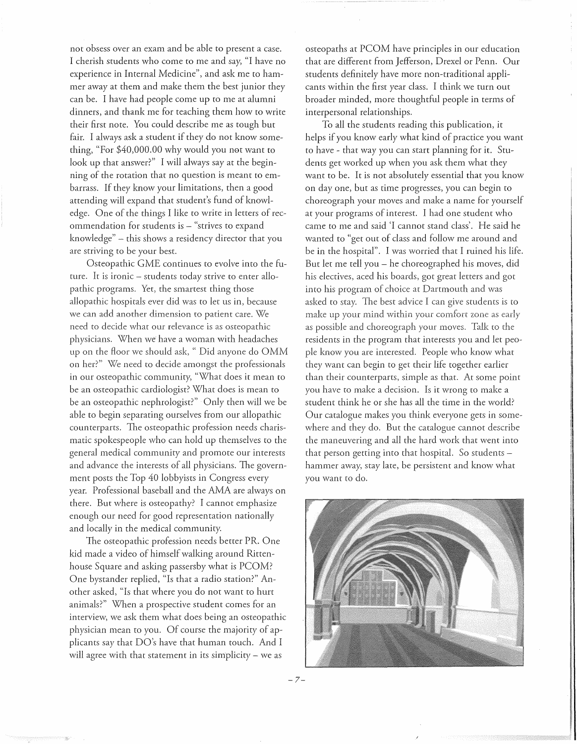not obsess over an exam and be able to present a case. I cherish students who come to me and say, "I have no experience in Internal Medicine", and ask me to hammer away at them and make them the best junior they can be. I have had people come up to me at alumni dinners, and thank me for teaching them how to write their first note. You could describe me as tough but fair. I always ask a student if they do not know something, "For $40,000.00 why would you not want to look up that answer?" I will always say at the beginning of the rotation that no question is meant to embarrass. If they know your limitations, then a good attending will expand that student's fund of knowledge. One of the things I like to write in letters of recommendation for students is – "strives to expand knowledge" – this shows a residency director that you are striving to be your best.

Osteopathic GME continues to evolve into the future. It is ironic – students today strive to enter allopathic programs. Yet, the smartest thing those allopathic hospitals ever did was to let us in, because we can add another dimension to patient care. We need to decide what our relevance is as osteopathic physicians. When we have a woman with headaches up on the floor we should ask, " Did anyone do OMM on her?" We need to decide amongst the professionals in our osteopathic community, "What does it mean to be an osteopathic cardiologist? What does is mean to be an osteopathic nephrologist?" Only then will we be able to begin separating ourselves from our allopathic counterparts. The osteopathic profession needs charismatic spokespeople who can hold up themselves to the general medical community and promote our interests and advance the interests of all physicians. The government posts the Top 40 lobbyists in Congress every year. Professional baseball and the AMA are always on there. But where is osteopathy? I cannot emphasize enough our need for good representation nationally and locally in the medical community.

The osteopathic profession needs better PR. One kid made a video of himself walking around Rittenhouse Square and asking passersby what is PCOM? One bystander replied, "Is that a radio station?" Another asked, "Is that where you do not want to hurt animals?" When a prospective student comes for an interview, we ask them what does being an osteopathic physician mean to you. Of course the majority of applicants say that DO's have that human touch. And I will agree with that statement in its simplicity – we as osteopaths at PCOM have principles in our education that are different from Jefferson, Drexel or Penn. Our students definitely have more non-traditional applicants within the first year class. I think we turn out broader minded, more thoughtful people in terms of interpersonal relationships.

To all the students reading this publication, it helps if you know early what kind of practice you want to have - that way you can start planning for it. Students get worked up when you ask them what they want to be. It is not absolutely essential that you know on day one, but as time progresses, you can begin to choreograph your moves and make a name for yourself at your programs of interest. I had one student who came to me and said 'I cannot stand class'. He said he wanted to "get out of class and follow me around and be in the hospital". I was worried that I ruined his life. But let me tell you – he choreographed his moves, did his electives, aced his boards, got great letters and got into his program of choice at Dartmouth and was asked to stay. The best advice I can give students is to make up your mind within your comfort zone as early as possible and choreograph your moves. Talk to the residents in the program that interests you and let people know you are interested. People who know what they want can begin to get their life together earlier than their counterparts, simple as that. At some point you have to make a decision. Is it wrong to make a student think he or she has all the time in the world? Our catalogue makes you think everyone gets in somewhere and they do. But the catalogue cannot describe the maneuvering and all the hard work that went into that person getting into that hospital. So students – hammer away, stay late, be persistent and know what you want to do.